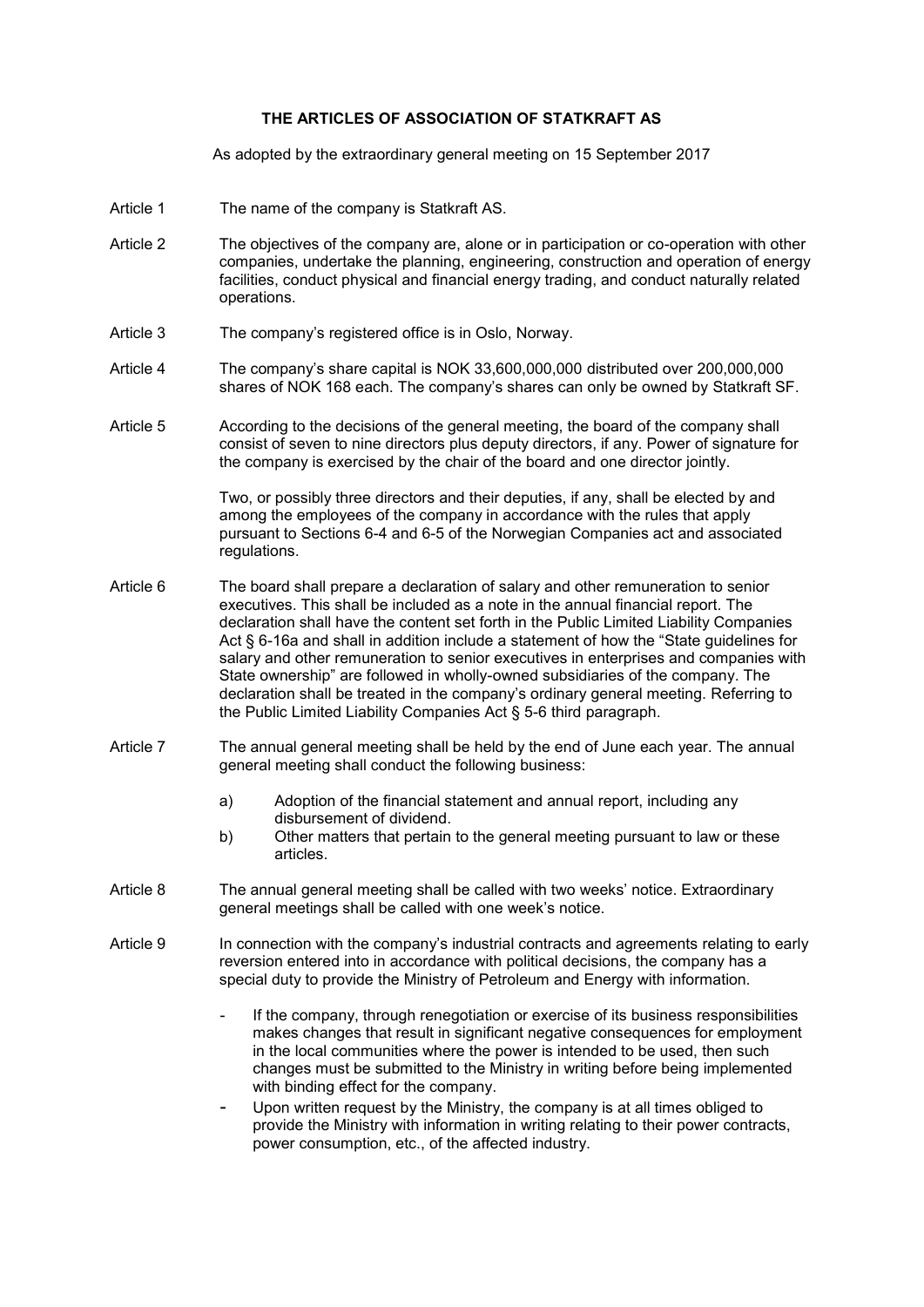# THE ARTICLES OF ASSOCIATION OF STATKRAFT AS

As adopted by the extraordinary general meeting on 15 September 2017

**Article 1** The name of the company is Statkraft AS.

**Article 2** The objectives of the company are, alone or in participation or co-operation with other companies, undertake the planning, engineering, construction and operation of energy facilities, conduct physical and financial energy trading, and conduct naturally related operations.

**Article 3** The company's registered office is in Oslo, Norway.

**Article 4** The company's share capital is NOK 33,600,000,000 distributed over 200,000,000 shares of NOK 168 each. The company's shares can only be owned by Statkraft SF.

**Article 5** According to the decisions of the general meeting, the board of the company shall consist of seven to nine directors plus deputy directors, if any. Power of signature for the company is exercised by the chair of the board and one director jointly.

Two, or possibly three directors and their deputies, if any, shall be elected by and among the employees of the company in accordance with the rules that apply pursuant to Sections 6-4 and 6-5 of the Norwegian Companies act and associated regulations.

**Article 6** The board shall prepare a declaration of salary and other remuneration to senior executives. This shall be included as a note in the annual financial report. The declaration shall have the content set forth in the Public Limited Liability Companies Act § 6-16a and shall in addition include a statement of how the "State guidelines for salary and other remuneration to senior executives in enterprises and companies with State ownership" are followed in wholly-owned subsidiaries of the company. The declaration shall be treated in the company's ordinary general meeting. Referring to the Public Limited Liability Companies Act § 5-6 third paragraph.

**Article 7** The annual general meeting shall be held by the end of June each year. The annual general meeting shall conduct the following business:

a) Adoption of the financial statement and annual report, including any disbursement of dividend.
b) Other matters that pertain to the general meeting pursuant to law or these articles.

**Article 8** The annual general meeting shall be called with two weeks' notice. Extraordinary general meetings shall be called with one week's notice.

**Article 9** In connection with the company's industrial contracts and agreements relating to early reversion entered into in accordance with political decisions, the company has a special duty to provide the Ministry of Petroleum and Energy with information.

- If the company, through renegotiation or exercise of its business responsibilities makes changes that result in significant negative consequences for employment in the local communities where the power is intended to be used, then such changes must be submitted to the Ministry in writing before being implemented with binding effect for the company.
- Upon written request by the Ministry, the company is at all times obliged to provide the Ministry with information in writing relating to their power contracts, power consumption, etc., of the affected industry.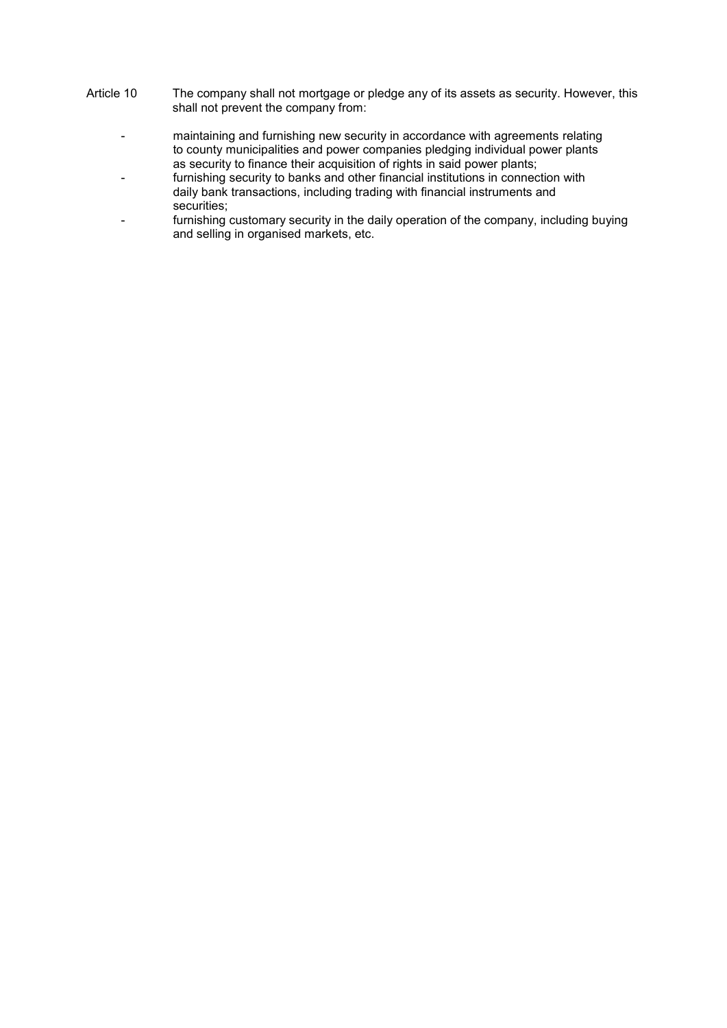Article 10 The company shall not mortgage or pledge any of its assets as security. However, this shall not prevent the company from:

- maintaining and furnishing new security in accordance with agreements relating to county municipalities and power companies pledging individual power plants as security to finance their acquisition of rights in said power plants;
- furnishing security to banks and other financial institutions in connection with daily bank transactions, including trading with financial instruments and securities;
- furnishing customary security in the daily operation of the company, including buying and selling in organised markets, etc.